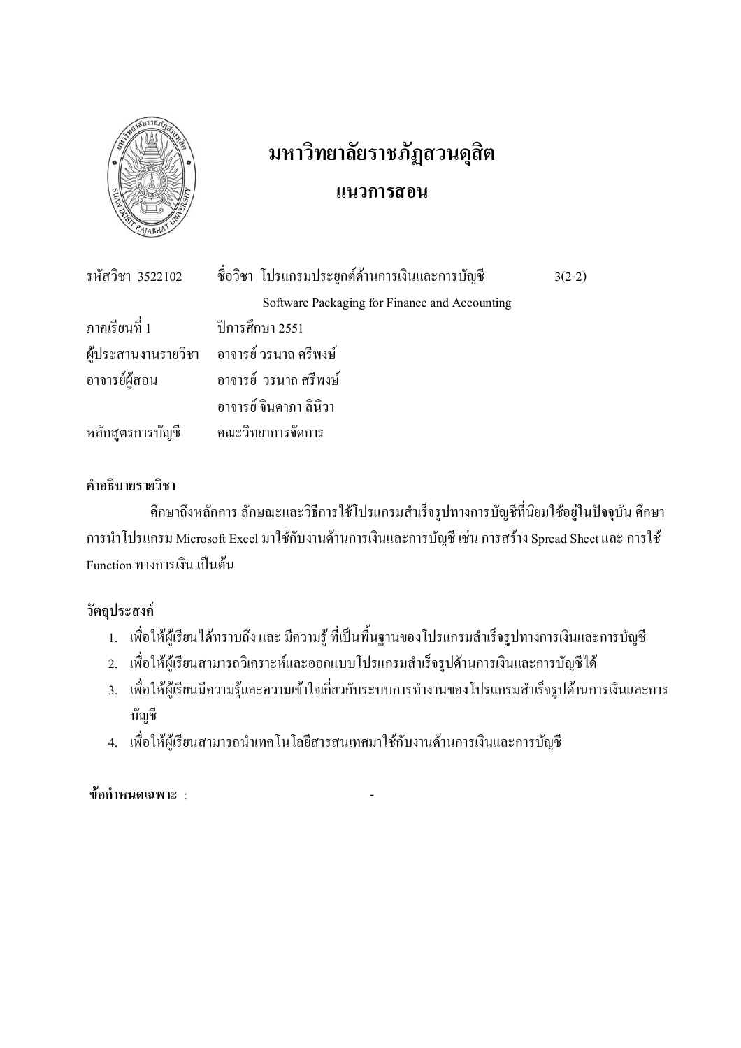# มหาวิทยาลัยราชภัฏสวนดุสิต

## แนวการสอน

| | | |
|---|---|---|
| รหัสวิชา 3522102 | ชื่อวิชา โปรแกรมประยุกต์ด้านการเงินและการบัญชี | 3(2-2) |
| | Software Packaging for Finance and Accounting | |
| ภาคเรียนที่ 1 | ปีการศึกษา 2551 | |
| ผู้ประสานงานรายวิชา | อาจารย์ วรนาถ ศรีพงษ์ | |
| อาจารย์ผู้สอน | อาจารย์ วรนาถ ศรีพงษ์ | |
| | อาจารย์ จินดาภา ลินิวา | |
| หลักสูตรการบัญชี | คณะวิทยาการจัดการ | |

**คำอธิบายรายวิชา**

ศึกษาถึงหลักการ ลักษณะและวิธีการใช้โปรแกรมสำเร็จรูปทางการบัญชีที่นิยมใช้อยู่ในปัจจุบัน ศึกษาการนำโปรแกรม Microsoft Excel มาใช้กับงานด้านการเงินและการบัญชี เช่น การสร้าง Spread Sheet และ การใช้ Function ทางการเงิน เป็นต้น

**วัตถุประสงค์**

1. เพื่อให้ผู้เรียนได้ทราบถึง และ มีความรู้ ที่เป็นพื้นฐานของโปรแกรมสำเร็จรูปทางการเงินและการบัญชี
2. เพื่อให้ผู้เรียนสามารถวิเคราะห์และออกแบบโปรแกรมสำเร็จรูปด้านการเงินและการบัญชีได้
3. เพื่อให้ผู้เรียนมีความรู้และความเข้าใจเกี่ยวกับระบบการทำงานของโปรแกรมสำเร็จรูปด้านการเงินและการบัญชี
4. เพื่อให้ผู้เรียนสามารถนำเทคโนโลยีสารสนเทศมาใช้กับงานด้านการเงินและการบัญชี

**ข้อกำหนดเฉพาะ** : -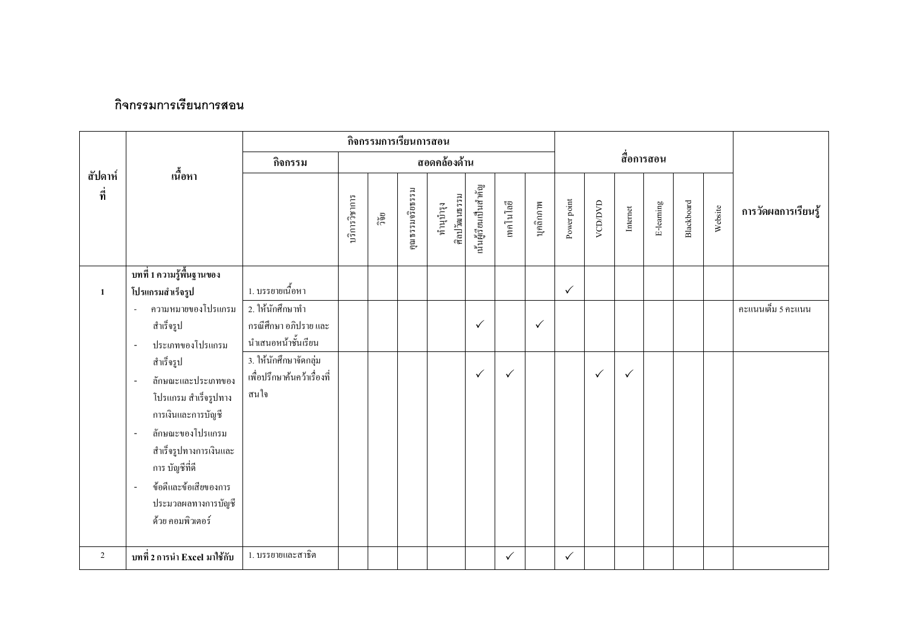## กิจกรรมการเรียนการสอน

| สัปดาห์ที่ | เนื้อหา | กิจกรรมการเรียนการสอน | | | | | | | | สื่อการสอน | | | | | | การวัดผลการเรียนรู้ |
|---|---|---|---|---|---|---|---|---|---|---|---|---|---|---|---|---|
| | | กิจกรรม | สอดคล้องด้าน | | | | | | | | | | | | | |
| | | | บริการวิชาการ | วิจัย | คุณธรรมจริยธรรม | ทำนุบำรุงศิลปวัฒนธรรม | เน้นผู้เรียนเป็นสำคัญ | เทคโนโลยี | บุคลิกภาพ | Power point | VCD/DVD | Internet | E-learning | Blackboard | Website | |
| 1 | **บทที่ 1 ความรู้พื้นฐานของโปรแกรมสำเร็จรูป** | 1. บรรยายเนื้อหา | | | | | | | | ✓ | | | | | | |
| | - ความหมายของโปรแกรมสำเร็จรูป<br>- ประเภทของโปรแกรมสำเร็จรูป | 2. ให้นักศึกษาทำกรณีศึกษา อภิปราย และนำเสนอหน้าชั้นเรียน | | | | | ✓ | | ✓ | | | | | | | คะแนนเต็ม 5 คะแนน |
| | - ลักษณะและประเภทของโปรแกรม สำเร็จรูปทางการเงินและการบัญชี<br>- ลักษณะของโปรแกรมสำเร็จรูปทางการเงินและการ บัญชีที่ดี<br>- ข้อดีและข้อเสียของการประมวลผลทางการบัญชีด้วย คอมพิวเตอร์ | 3. ให้นักศึกษาจัดกลุ่มเพื่อปรึกษาค้นคว้าเรื่องที่สนใจ | | | | | ✓ | ✓ | | | ✓ | ✓ | | | | |
| 2 | **บทที่ 2 การนำ Excel มาใช้กับ** | 1. บรรยายและสาธิต | | | | | | ✓ | | ✓ | | | | | | |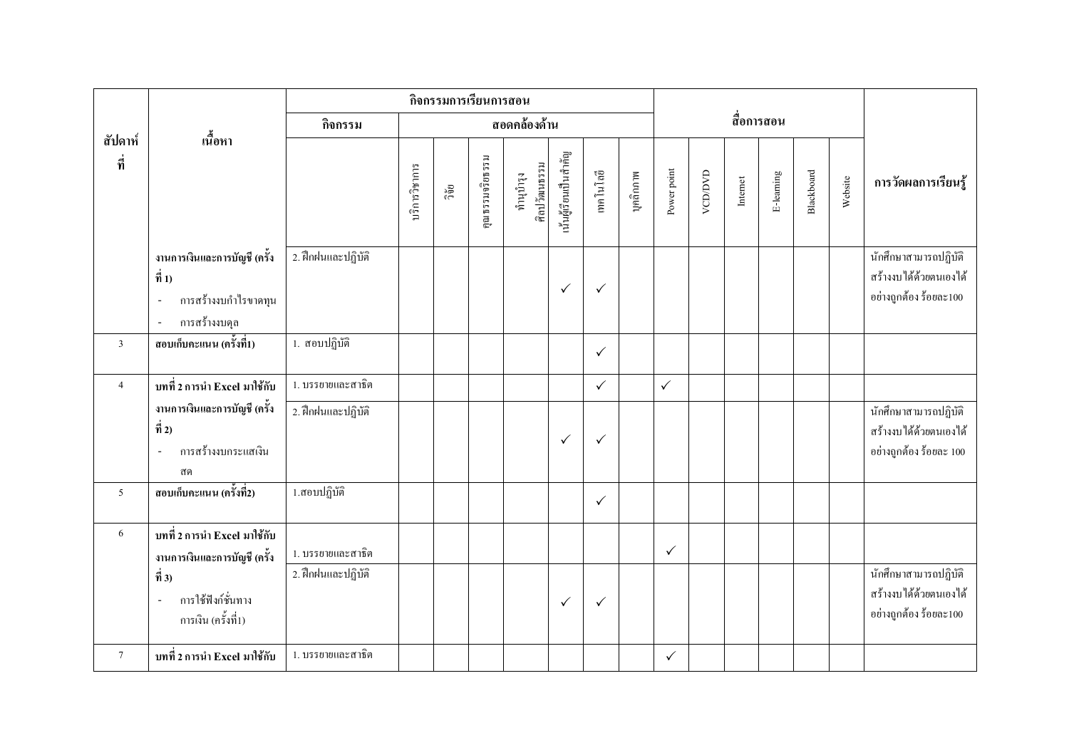| สัปดาห์ที่ | เนื้อหา | กิจกรรมการเรียนการสอน | | | | | | | | สื่อการสอน | | | | | | การวัดผลการเรียนรู้ |
|---|---|---|---|---|---|---|---|---|---|---|---|---|---|---|---|---|
| | | กิจกรรม | สอดคล้องด้าน | | | | | | | | | | | | | |
| | | | บริการวิชาการ | วิจัย | คุณธรรมจริยธรรม | ทำนุบำรุงศิลปวัฒนธรรม | เน้นผู้เรียนเป็นสำคัญ | เทคโนโลยี | บุคลิกภาพ | Power point | VCD/DVD | Internet | E-learning | Blackboard | Website | |
| | **งานการเงินและการบัญชี (ครั้งที่ 1)**<br>- การสร้างงบกำไรขาดทุน<br>- การสร้างงบดุล | 2. ฝึกฝนและปฏิบัติ | | | | | ✓ | ✓ | | | | | | | | นักศึกษาสามารถปฏิบัติสร้างงบได้ด้วยตนเองได้อย่างถูกต้อง ร้อยละ100 |
| 3 | **สอบเก็บคะแนน (ครั้งที่1)** | 1. สอบปฏิบัติ | | | | | | ✓ | | | | | | | | |
| 4 | **บทที่ 2 การนำ Excel มาใช้กับงานการเงินและการบัญชี (ครั้งที่ 2)**<br>- การสร้างงบกระแสเงินสด | 1. บรรยายและสาธิต | | | | | | ✓ | | ✓ | | | | | | |
| | | 2. ฝึกฝนและปฏิบัติ | | | | | ✓ | ✓ | | | | | | | | นักศึกษาสามารถปฏิบัติสร้างงบได้ด้วยตนเองได้อย่างถูกต้อง ร้อยละ 100 |
| 5 | **สอบเก็บคะแนน (ครั้งที่2)** | 1.สอบปฏิบัติ | | | | | | ✓ | | | | | | | | |
| 6 | **บทที่ 2 การนำ Excel มาใช้กับงานการเงินและการบัญชี (ครั้งที่ 3)**<br>- การใช้ฟังก์ชั่นทางการเงิน (ครั้งที่1) | 1. บรรยายและสาธิต | | | | | | | | ✓ | | | | | | |
| | | 2. ฝึกฝนและปฏิบัติ | | | | | ✓ | ✓ | | | | | | | | นักศึกษาสามารถปฏิบัติสร้างงบได้ด้วยตนเองได้อย่างถูกต้อง ร้อยละ100 |
| 7 | **บทที่ 2 การนำ Excel มาใช้กับ** | 1. บรรยายและสาธิต | | | | | | | | ✓ | | | | | | |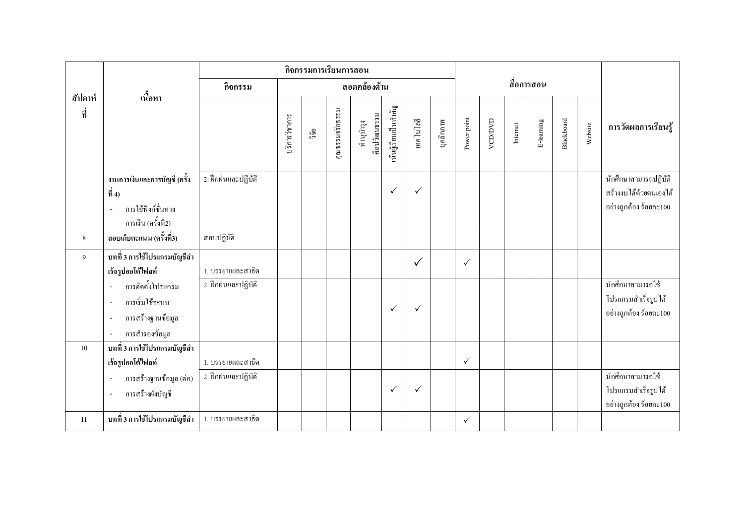| สัปดาห์ที่ | เนื้อหา | กิจกรรมการเรียนการสอน | | | | | | | | | สื่อการสอน | | | | | | | การวัดผลการเรียนรู้ |
|---|---|---|---|---|---|---|---|---|---|---|---|---|---|---|---|---|---|---|
| | | กิจกรรม | สอดคล้องด้าน | | | | | | | | | | | | | | | |
| | | | บริการวิชาการ | วิจัย | คุณธรรมจริยธรรม | ทำนุบำรุงศิลปวัฒนธรรม | เน้นผู้เรียนเป็นสำคัญ | เทคโนโลยี | บุคลิกภาพ | Power point | VCD/DVD | Internet | E-learning | Blackboard | Website | |
| | **งานการเงินและการบัญชี (ครั้งที่ 4)**<br>- การใช้ฟังก์ชั่นทางการเงิน (ครั้งที่2) | 2. ฝึกฝนและปฏิบัติ | | | | | ✓ | ✓ | | | | | | | | นักศึกษาสามารถปฏิบัติสร้างงบได้ด้วยตนเองได้อย่างถูกต้อง ร้อยละ100 |
| 8 | **สอบเก็บคะแนน (ครั้งที่3)** | สอบปฏิบัติ | | | | | | | | | | | | | | |
| 9 | **บทที่ 3 การใช้โปรแกรมบัญชีสำเร็จรูปออโต้ไฟลท์** | 1. บรรยายและสาธิต | | | | | | ✓ | | ✓ | | | | | | |
| | - การติดตั้งโปรแกรม<br>- การเริ่มใช้ระบบ<br>- การสร้างฐานข้อมูล<br>- การสำรองข้อมูล | 2. ฝึกฝนและปฏิบัติ | | | | | ✓ | ✓ | | | | | | | | นักศึกษาสามารถใช้โปรแกรมสำเร็จรูปได้อย่างถูกต้อง ร้อยละ100 |
| 10 | **บทที่ 3 การใช้โปรแกรมบัญชีสำเร็จรูปออโต้ไฟลท์** | 1. บรรยายและสาธิต | | | | | | | | ✓ | | | | | | |
| | - การสร้างฐานข้อมูล (ต่อ)<br>- การสร้างผังบัญชี | 2. ฝึกฝนและปฏิบัติ | | | | | ✓ | ✓ | | | | | | | | นักศึกษาสามารถใช้โปรแกรมสำเร็จรูปได้อย่างถูกต้อง ร้อยละ100 |
| 11 | **บทที่ 3 การใช้โปรแกรมบัญชีสำ** | 1. บรรยายและสาธิต | | | | | | | | ✓ | | | | | | |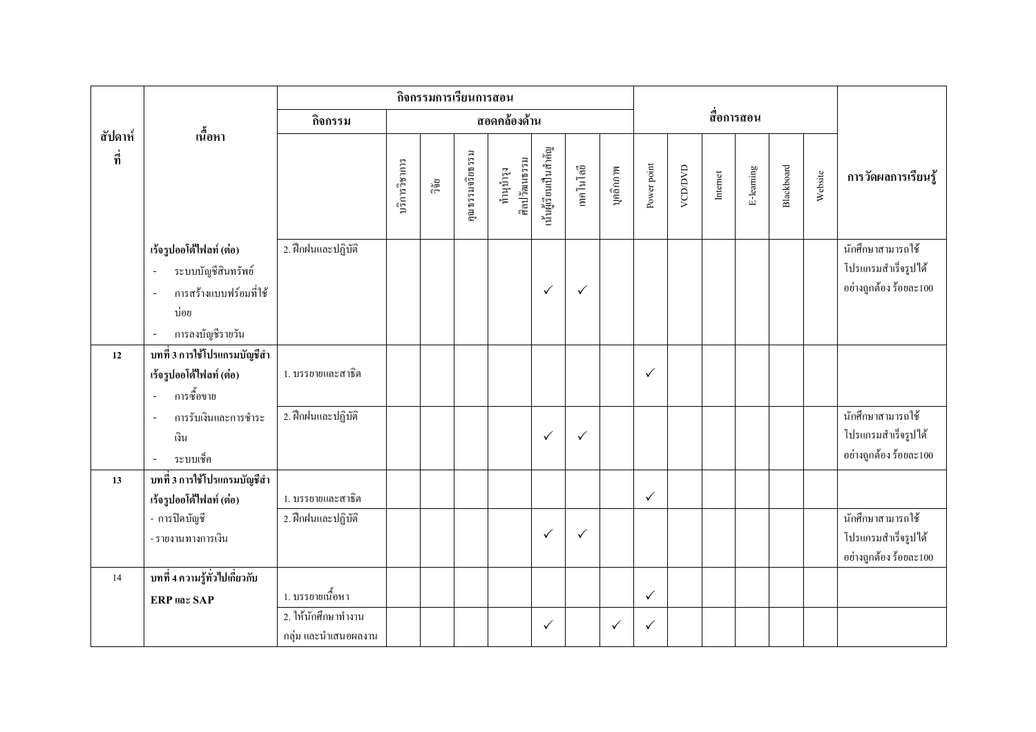| สัปดาห์ที่ | เนื้อหา | กิจกรรมการเรียนการสอน | | | | | | | | สื่อการสอน | | | | | | การวัดผลการเรียนรู้ |
|---|---|---|---|---|---|---|---|---|---|---|---|---|---|---|---|---|
| | | กิจกรรม | สอดคล้องด้าน | | | | | | | | | | | | | |
| | | | บริการวิชาการ | วิจัย | คุณธรรมจริยธรรม | ทำนุบำรุงศิลปวัฒนธรรม | เน้นผู้เรียนเป็นสำคัญ | เทคโนโลยี | บุคลิกภาพ | Power point | VCD/DVD | Internet | E-learning | Blackboard | Website | |
| | **เร็จรูปออโต้ไฟลท์ (ต่อ)**<br>- ระบบบัญชีสินทรัพย์<br>- การสร้างแบบฟร์อมที่ใช้บ่อย<br>- การลงบัญชีรายวัน | 2. ฝึกฝนและปฏิบัติ | | | | | ✓ | ✓ | | | | | | | | นักศึกษาสามารถใช้โปรแกรมสำเร็จรูปได้อย่างถูกต้อง ร้อยละ100 |
| **12** | **บทที่ 3 การใช้โปรแกรมบัญชีสำเร็จรูปออโต้ไฟลท์ (ต่อ)**<br>- การซื้อขาย | 1. บรรยายและสาธิต | | | | | | | | ✓ | | | | | | |
| | - การรับเงินและการชำระเงิน<br>- ระบบเช็ค | 2. ฝึกฝนและปฏิบัติ | | | | | ✓ | ✓ | | | | | | | | นักศึกษาสามารถใช้โปรแกรมสำเร็จรูปได้อย่างถูกต้อง ร้อยละ100 |
| **13** | **บทที่ 3 การใช้โปรแกรมบัญชีสำเร็จรูปออโต้ไฟลท์ (ต่อ)** | 1. บรรยายและสาธิต | | | | | | | | ✓ | | | | | | |
| | - การปิดบัญชี<br>- รายงานทางการเงิน | 2. ฝึกฝนและปฏิบัติ | | | | | ✓ | ✓ | | | | | | | | นักศึกษาสามารถใช้โปรแกรมสำเร็จรูปได้อย่างถูกต้อง ร้อยละ100 |
| 14 | **บทที่ 4 ความรู้ทั่วไปเกี่ยวกับ ERP และ SAP** | 1. บรรยายเนื้อหา | | | | | | | | ✓ | | | | | | |
| | | 2. ให้นักศึกษาทำงานกลุ่ม และนำเสนอผลงาน | | | | | ✓ | | ✓ | ✓ | | | | | | |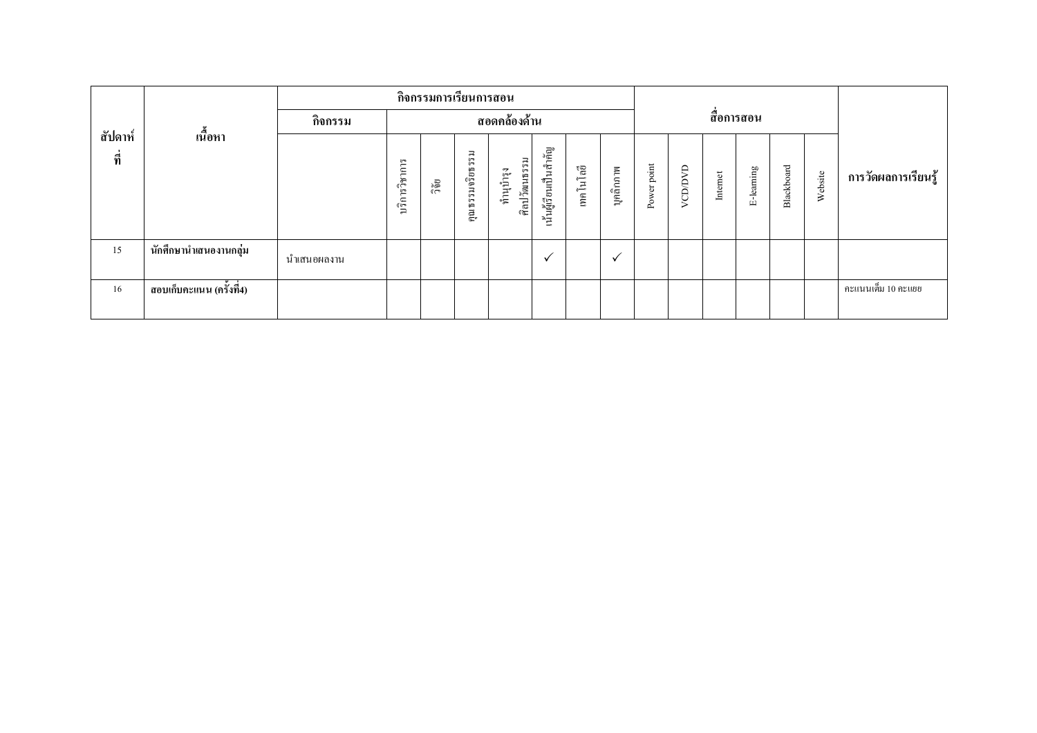| สัปดาห์ที่ | เนื้อหา | กิจกรรมการเรียนการสอน | | | | | | | | สื่อการสอน | | | | | | การวัดผลการเรียนรู้ |
|---|---|---|---|---|---|---|---|---|---|---|---|---|---|---|---|---|
| | | กิจกรรม | สอดคล้องด้าน | | | | | | | | | | | | | |
| | | | บริการวิชาการ | วิจัย | คุณธรรมจริยธรรม | ทำนุบำรุงศิลปวัฒนธรรม | เน้นผู้เรียนเป็นสำคัญ | เทคโนโลยี | บุคลิกภาพ | Power point | VCD/DVD | Internet | E-learning | Blackboard | Website | |
| 15 | **นักศึกษานำเสนองานกลุ่ม** | นำเสนอผลงาน | | | | | ✓ | | ✓ | | | | | | | |
| 16 | **สอบเก็บคะแนน (ครั้งที่4)** | | | | | | | | | | | | | | | คะแนนเต็ม 10 คะแนน |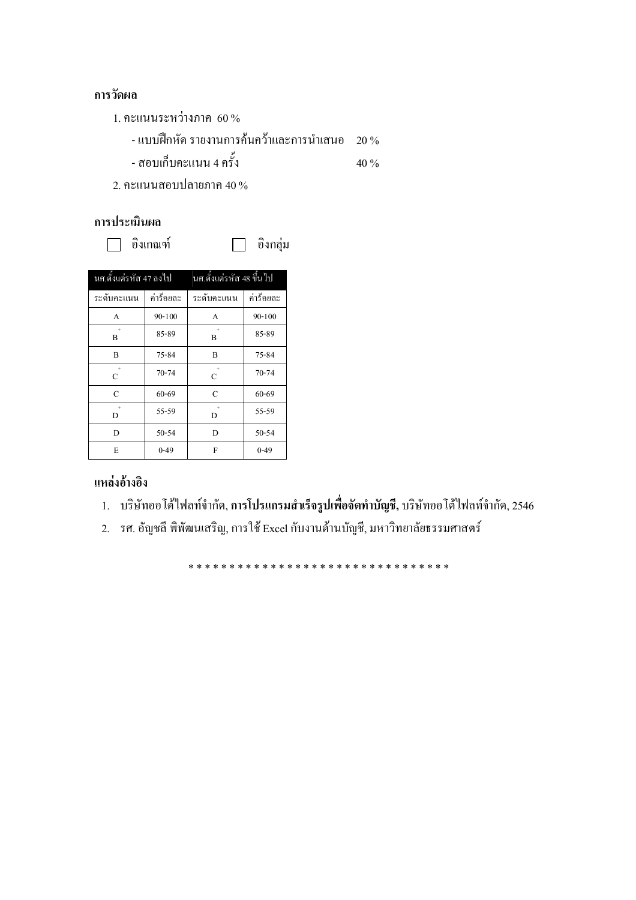**การวัดผล**

1. คะแนนระหว่างภาค 60 %
   - แบบฝึกหัด รายงานการค้นคว้าและการนำเสนอ 20 %
   - สอบเก็บคะแนน 4 ครั้ง 40 %
2. คะแนนสอบปลายภาค 40 %

**การประเมินผล**

☐ อิงเกณฑ์ ☐ อิงกลุ่ม

| นศ.ตั้งแต่รหัส 47 ลงไป | | นศ.ตั้งแต่รหัส 48 ขึ้นไป | |
|---|---|---|---|
| ระดับคะแนน | ค่าร้อยละ | ระดับคะแนน | ค่าร้อยละ |
| A | 90-100 | A | 90-100 |
| $B^+$ | 85-89 | $B^+$ | 85-89 |
| B | 75-84 | B | 75-84 |
| $C^+$ | 70-74 | $C^+$ | 70-74 |
| C | 60-69 | C | 60-69 |
| $D^+$ | 55-59 | $D^+$ | 55-59 |
| D | 50-54 | D | 50-54 |
| E | 0-49 | F | 0-49 |

**แหล่งอ้างอิง**

1. บริษัทออโต้ไฟลท์จำกัด, **การโปรแกรมสำเร็จรูปเพื่อจัดทำบัญชี,** บริษัทออโต้ไฟลท์จำกัด, 2546
2. รศ. อัญชลี พิพัฒนเสริญ, การใช้ Excel กับงานด้านบัญชี, มหาวิทยาลัยธรรมศาสตร์

* * * * * * * * * * * * * * * * * * * * * * * * * * * * * * * *